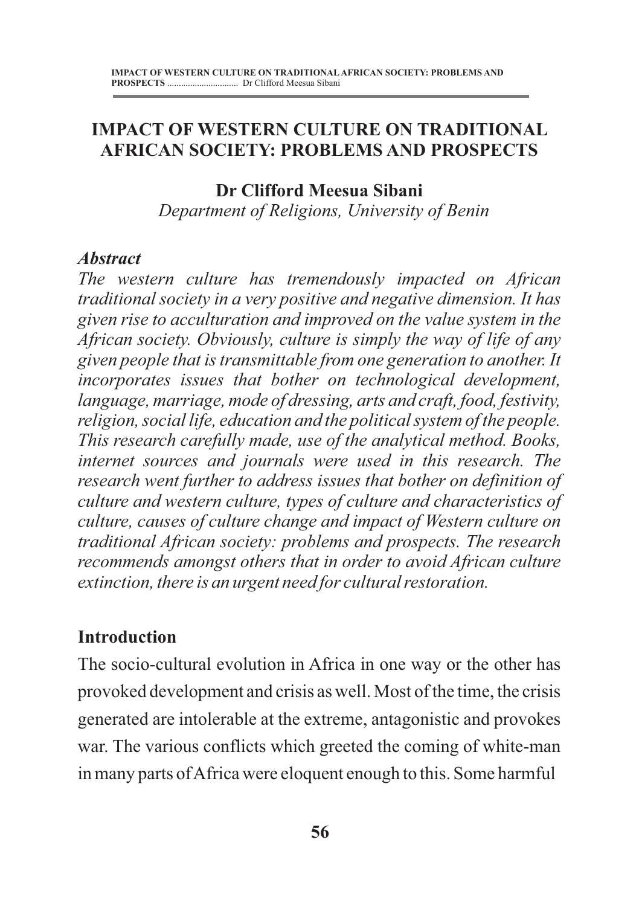# IMPACT OF WESTERN CULTURE ON TRADITIONAL AFRICAN SOCIETY: PROBLEMS AND PROSPECTS

**Dr Clifford Meesua Sibani**

*Department of Religions, University of Benin*

### *Abstract*

*The western culture has tremendously impacted on African traditional society in a very positive and negative dimension. It has given rise to acculturation and improved on the value system in the African society. Obviously, culture is simply the way of life of any given people that is transmittable from one generation to another. It incorporates issues that bother on technological development, language, marriage, mode of dressing, arts and craft, food, festivity, religion, social life, education and the political system of the people. This research carefully made, use of the analytical method. Books, internet sources and journals were used in this research. The research went further to address issues that bother on definition of culture and western culture, types of culture and characteristics of culture, causes of culture change and impact of Western culture on traditional African society: problems and prospects. The research recommends amongst others that in order to avoid African culture extinction, there is an urgent need for cultural restoration.*

## Introduction

The socio-cultural evolution in Africa in one way or the other has provoked development and crisis as well. Most of the time, the crisis generated are intolerable at the extreme, antagonistic and provokes war. The various conflicts which greeted the coming of white-man in many parts of Africa were eloquent enough to this. Some harmful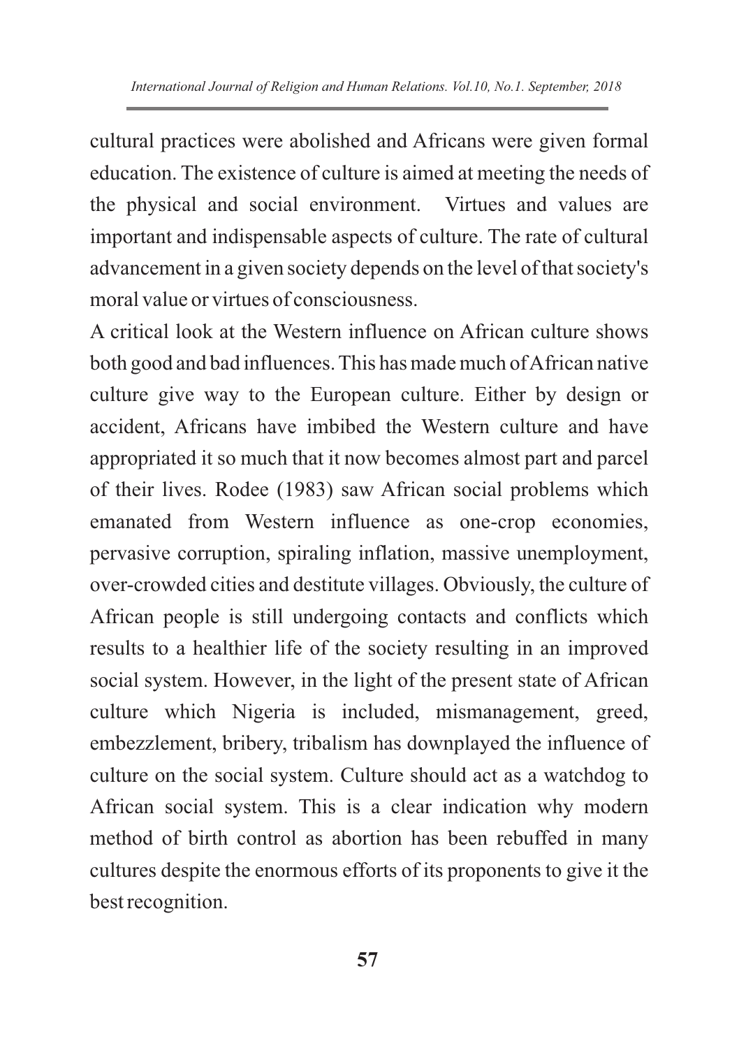cultural practices were abolished and Africans were given formal education. The existence of culture is aimed at meeting the needs of the physical and social environment. Virtues and values are important and indispensable aspects of culture. The rate of cultural advancement in a given society depends on the level of that society's moral value or virtues of consciousness.

A critical look at the Western influence on African culture shows both good and bad influences. This has made much of African native culture give way to the European culture. Either by design or accident, Africans have imbibed the Western culture and have appropriated it so much that it now becomes almost part and parcel of their lives. Rodee (1983) saw African social problems which emanated from Western influence as one-crop economies, pervasive corruption, spiraling inflation, massive unemployment, over-crowded cities and destitute villages. Obviously, the culture of African people is still undergoing contacts and conflicts which results to a healthier life of the society resulting in an improved social system. However, in the light of the present state of African culture which Nigeria is included, mismanagement, greed, embezzlement, bribery, tribalism has downplayed the influence of culture on the social system. Culture should act as a watchdog to African social system. This is a clear indication why modern method of birth control as abortion has been rebuffed in many cultures despite the enormous efforts of its proponents to give it the best recognition.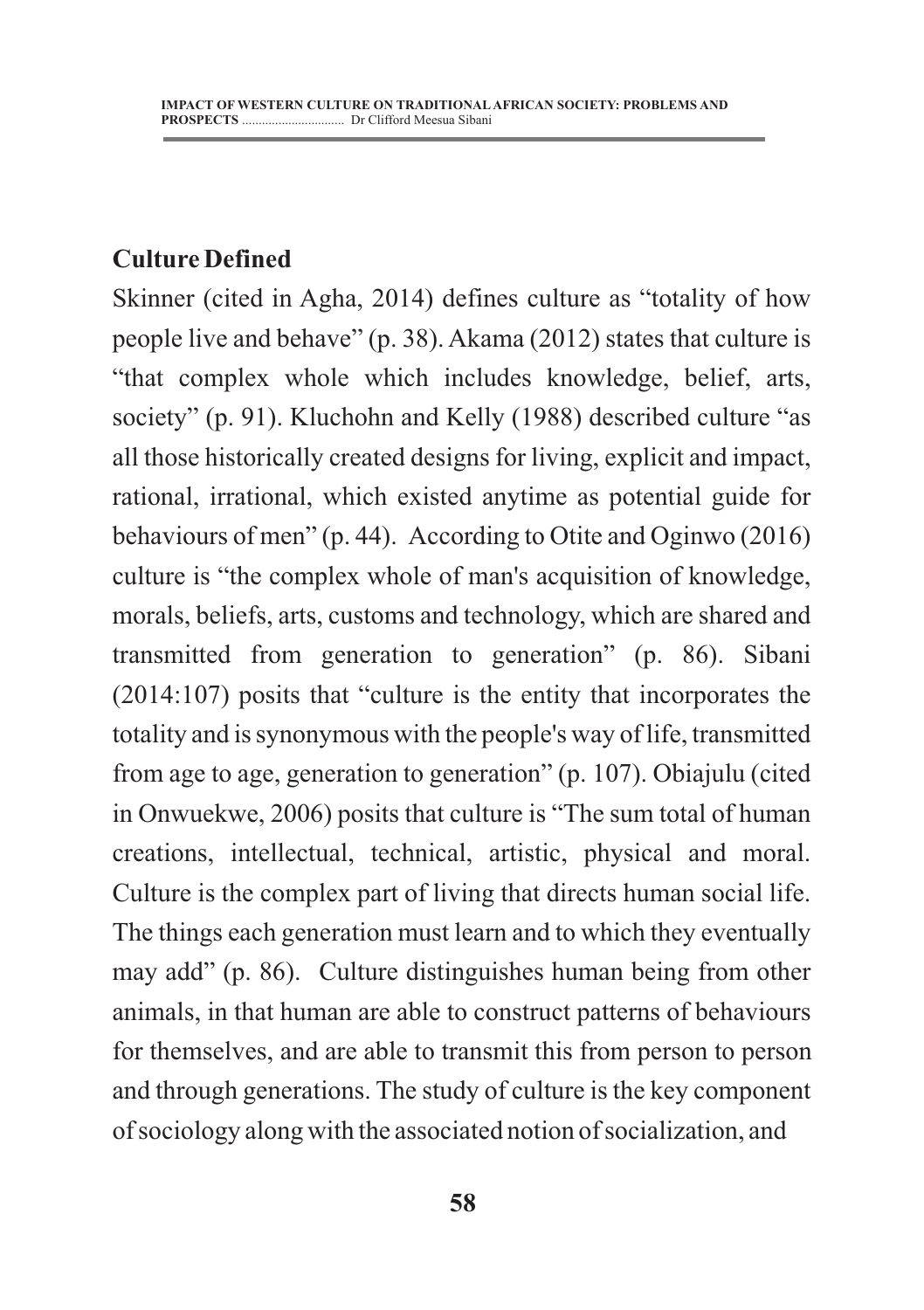## Culture Defined

Skinner (cited in Agha, 2014) defines culture as "totality of how people live and behave" (p. 38). Akama (2012) states that culture is "that complex whole which includes knowledge, belief, arts, society" (p. 91). Kluchohn and Kelly (1988) described culture "as all those historically created designs for living, explicit and impact, rational, irrational, which existed anytime as potential guide for behaviours of men" (p. 44). According to Otite and Oginwo (2016) culture is "the complex whole of man's acquisition of knowledge, morals, beliefs, arts, customs and technology, which are shared and transmitted from generation to generation" (p. 86). Sibani (2014:107) posits that "culture is the entity that incorporates the totality and is synonymous with the people's way of life, transmitted from age to age, generation to generation" (p. 107). Obiajulu (cited in Onwuekwe, 2006) posits that culture is "The sum total of human creations, intellectual, technical, artistic, physical and moral. Culture is the complex part of living that directs human social life. The things each generation must learn and to which they eventually may add" (p. 86). Culture distinguishes human being from other animals, in that human are able to construct patterns of behaviours for themselves, and are able to transmit this from person to person and through generations. The study of culture is the key component of sociology along with the associated notion of socialization, and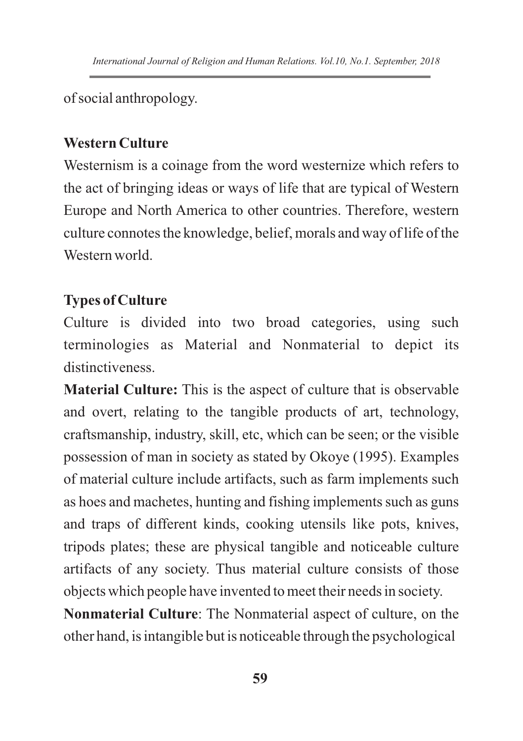of social anthropology.

## Western Culture

Westernism is a coinage from the word westernize which refers to the act of bringing ideas or ways of life that are typical of Western Europe and North America to other countries. Therefore, western culture connotes the knowledge, belief, morals and way of life of the Western world.

## Types of Culture

Culture is divided into two broad categories, using such terminologies as Material and Nonmaterial to depict its distinctiveness.

**Material Culture:** This is the aspect of culture that is observable and overt, relating to the tangible products of art, technology, craftsmanship, industry, skill, etc, which can be seen; or the visible possession of man in society as stated by Okoye (1995). Examples of material culture include artifacts, such as farm implements such as hoes and machetes, hunting and fishing implements such as guns and traps of different kinds, cooking utensils like pots, knives, tripods plates; these are physical tangible and noticeable culture artifacts of any society. Thus material culture consists of those objects which people have invented to meet their needs in society.

**Nonmaterial Culture**: The Nonmaterial aspect of culture, on the other hand, is intangible but is noticeable through the psychological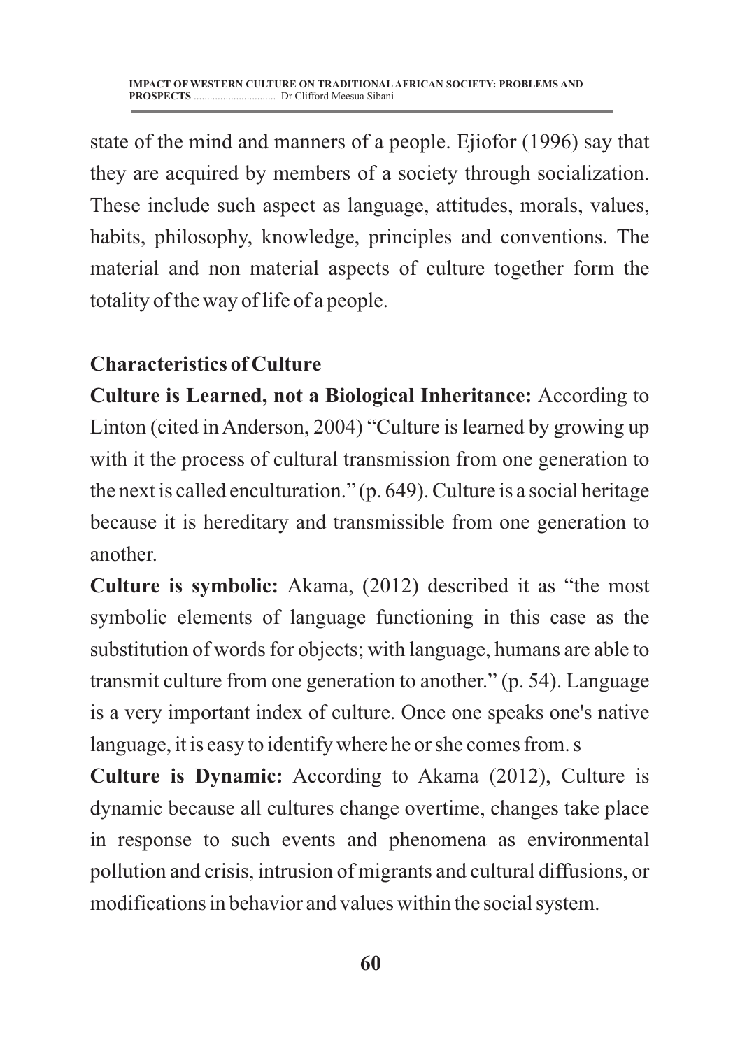state of the mind and manners of a people. Ejiofor (1996) say that they are acquired by members of a society through socialization. These include such aspect as language, attitudes, morals, values, habits, philosophy, knowledge, principles and conventions. The material and non material aspects of culture together form the totality of the way of life of a people.

**Characteristics of Culture**

**Culture is Learned, not a Biological Inheritance:** According to Linton (cited in Anderson, 2004) "Culture is learned by growing up with it the process of cultural transmission from one generation to the next is called enculturation." (p. 649). Culture is a social heritage because it is hereditary and transmissible from one generation to another.

**Culture is symbolic:** Akama, (2012) described it as "the most symbolic elements of language functioning in this case as the substitution of words for objects; with language, humans are able to transmit culture from one generation to another." (p. 54). Language is a very important index of culture. Once one speaks one's native language, it is easy to identify where he or she comes from. s

**Culture is Dynamic:** According to Akama (2012), Culture is dynamic because all cultures change overtime, changes take place in response to such events and phenomena as environmental pollution and crisis, intrusion of migrants and cultural diffusions, or modifications in behavior and values within the social system.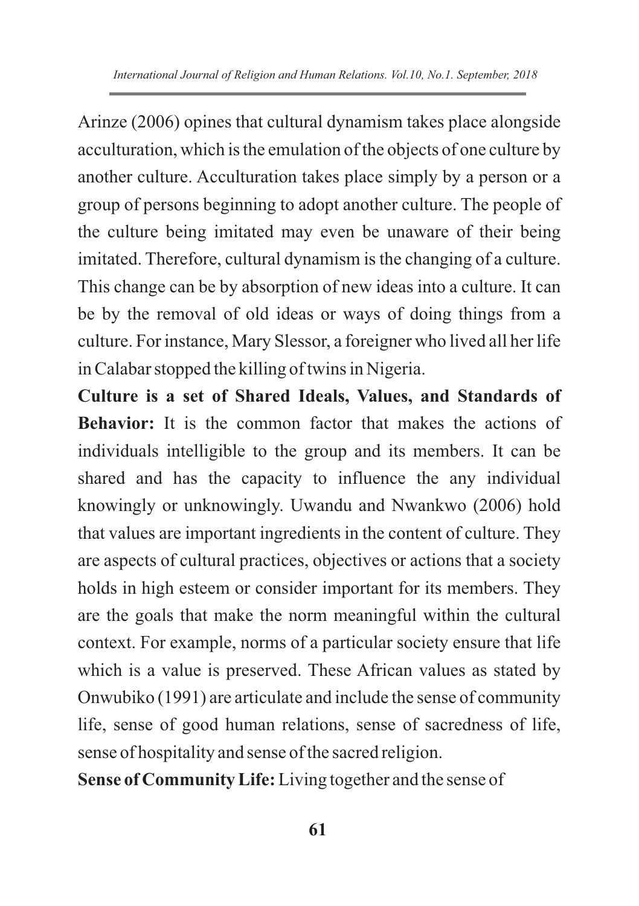Arinze (2006) opines that cultural dynamism takes place alongside acculturation, which is the emulation of the objects of one culture by another culture. Acculturation takes place simply by a person or a group of persons beginning to adopt another culture. The people of the culture being imitated may even be unaware of their being imitated. Therefore, cultural dynamism is the changing of a culture. This change can be by absorption of new ideas into a culture. It can be by the removal of old ideas or ways of doing things from a culture. For instance, Mary Slessor, a foreigner who lived all her life in Calabar stopped the killing of twins in Nigeria.

**Culture is a set of Shared Ideals, Values, and Standards of Behavior:** It is the common factor that makes the actions of individuals intelligible to the group and its members. It can be shared and has the capacity to influence the any individual knowingly or unknowingly. Uwandu and Nwankwo (2006) hold that values are important ingredients in the content of culture. They are aspects of cultural practices, objectives or actions that a society holds in high esteem or consider important for its members. They are the goals that make the norm meaningful within the cultural context. For example, norms of a particular society ensure that life which is a value is preserved. These African values as stated by Onwubiko (1991) are articulate and include the sense of community life, sense of good human relations, sense of sacredness of life, sense of hospitality and sense of the sacred religion.

**Sense of Community Life:** Living together and the sense of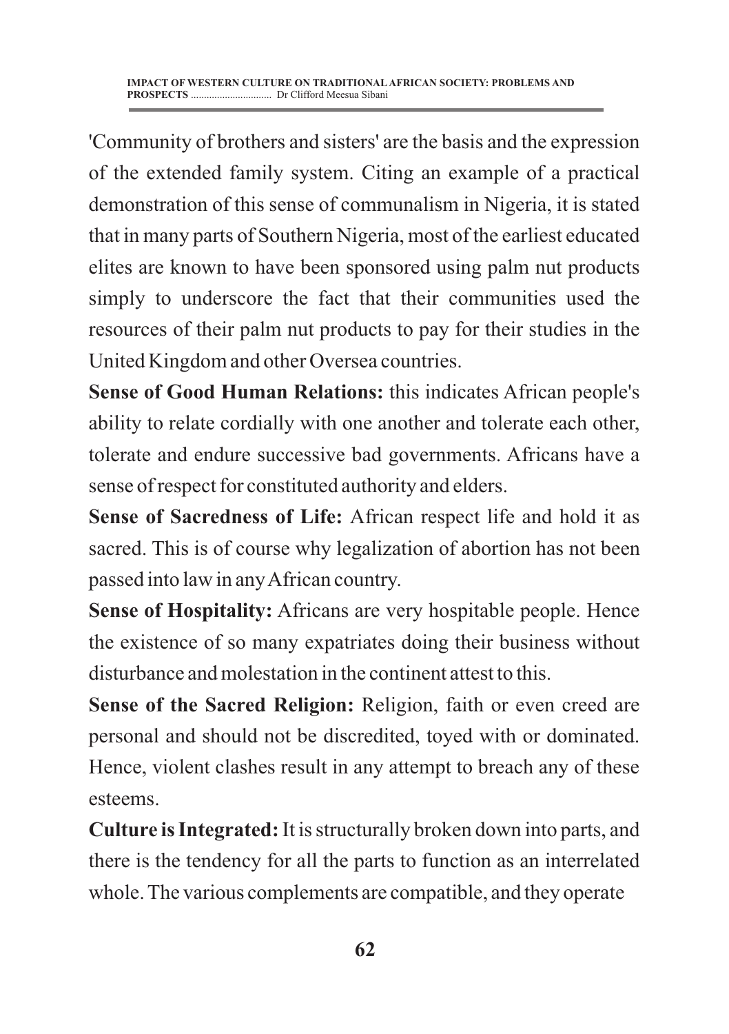'Community of brothers and sisters' are the basis and the expression of the extended family system. Citing an example of a practical demonstration of this sense of communalism in Nigeria, it is stated that in many parts of Southern Nigeria, most of the earliest educated elites are known to have been sponsored using palm nut products simply to underscore the fact that their communities used the resources of their palm nut products to pay for their studies in the United Kingdom and other Oversea countries.

**Sense of Good Human Relations:** this indicates African people's ability to relate cordially with one another and tolerate each other, tolerate and endure successive bad governments. Africans have a sense of respect for constituted authority and elders.

**Sense of Sacredness of Life:** African respect life and hold it as sacred. This is of course why legalization of abortion has not been passed into law in any African country.

**Sense of Hospitality:** Africans are very hospitable people. Hence the existence of so many expatriates doing their business without disturbance and molestation in the continent attest to this.

**Sense of the Sacred Religion:** Religion, faith or even creed are personal and should not be discredited, toyed with or dominated. Hence, violent clashes result in any attempt to breach any of these esteems.

**Culture is Integrated:** It is structurally broken down into parts, and there is the tendency for all the parts to function as an interrelated whole. The various complements are compatible, and they operate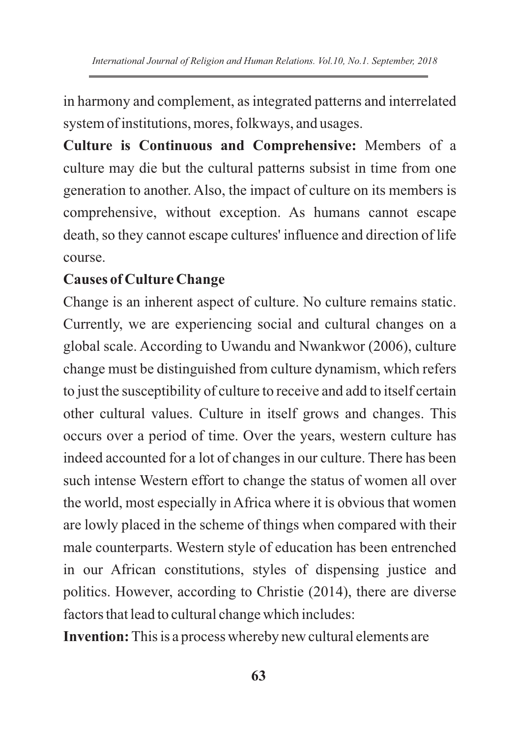in harmony and complement, as integrated patterns and interrelated system of institutions, mores, folkways, and usages.

**Culture is Continuous and Comprehensive:** Members of a culture may die but the cultural patterns subsist in time from one generation to another. Also, the impact of culture on its members is comprehensive, without exception. As humans cannot escape death, so they cannot escape cultures' influence and direction of life course.

**Causes of Culture Change**

Change is an inherent aspect of culture. No culture remains static. Currently, we are experiencing social and cultural changes on a global scale. According to Uwandu and Nwankwor (2006), culture change must be distinguished from culture dynamism, which refers to just the susceptibility of culture to receive and add to itself certain other cultural values. Culture in itself grows and changes. This occurs over a period of time. Over the years, western culture has indeed accounted for a lot of changes in our culture. There has been such intense Western effort to change the status of women all over the world, most especially in Africa where it is obvious that women are lowly placed in the scheme of things when compared with their male counterparts. Western style of education has been entrenched in our African constitutions, styles of dispensing justice and politics. However, according to Christie (2014), there are diverse factors that lead to cultural change which includes:

**Invention:** This is a process whereby new cultural elements are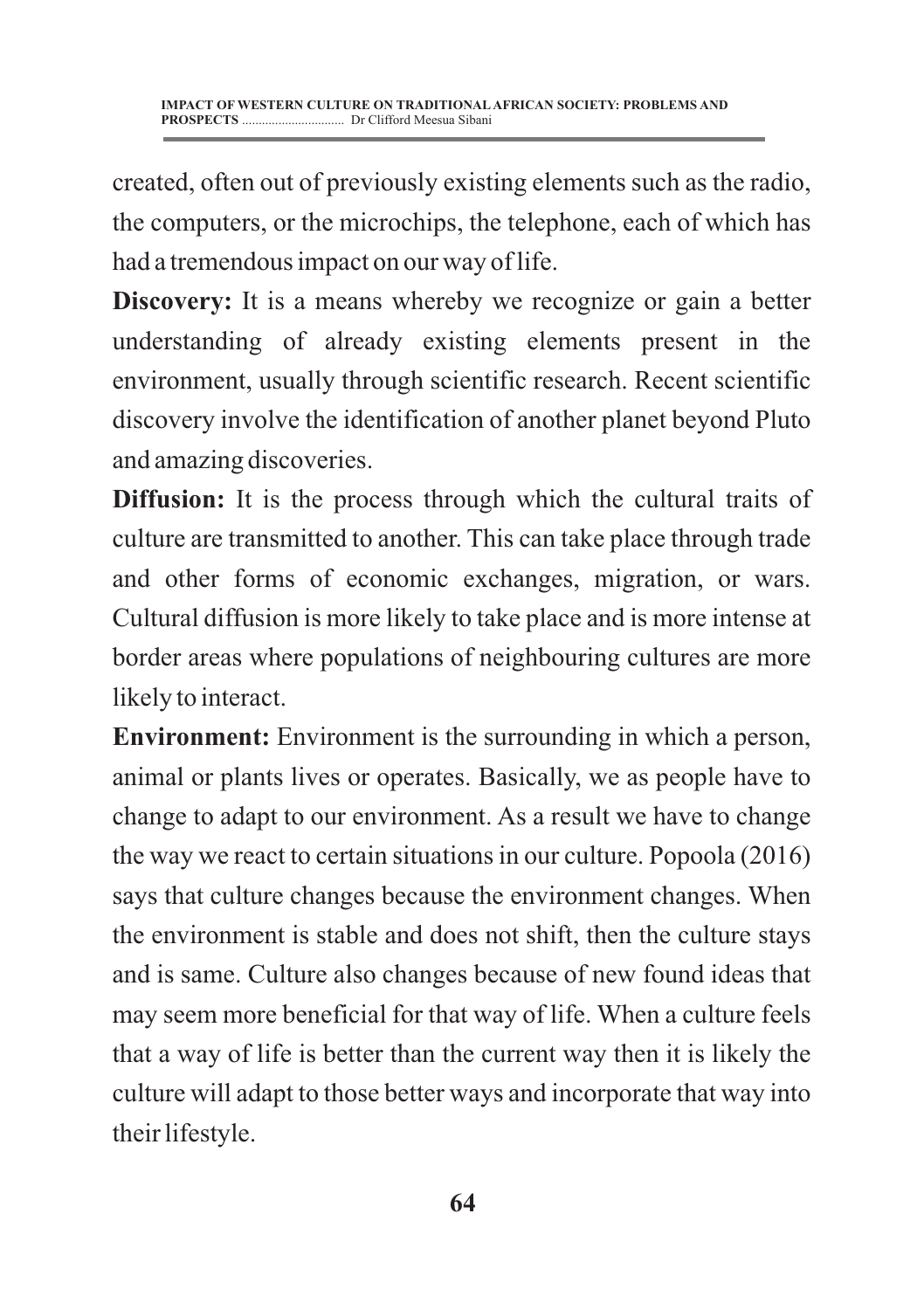created, often out of previously existing elements such as the radio, the computers, or the microchips, the telephone, each of which has had a tremendous impact on our way of life.

**Discovery:** It is a means whereby we recognize or gain a better understanding of already existing elements present in the environment, usually through scientific research. Recent scientific discovery involve the identification of another planet beyond Pluto and amazing discoveries.

**Diffusion:** It is the process through which the cultural traits of culture are transmitted to another. This can take place through trade and other forms of economic exchanges, migration, or wars. Cultural diffusion is more likely to take place and is more intense at border areas where populations of neighbouring cultures are more likely to interact.

**Environment:** Environment is the surrounding in which a person, animal or plants lives or operates. Basically, we as people have to change to adapt to our environment. As a result we have to change the way we react to certain situations in our culture. Popoola (2016) says that culture changes because the environment changes. When the environment is stable and does not shift, then the culture stays and is same. Culture also changes because of new found ideas that may seem more beneficial for that way of life. When a culture feels that a way of life is better than the current way then it is likely the culture will adapt to those better ways and incorporate that way into their lifestyle.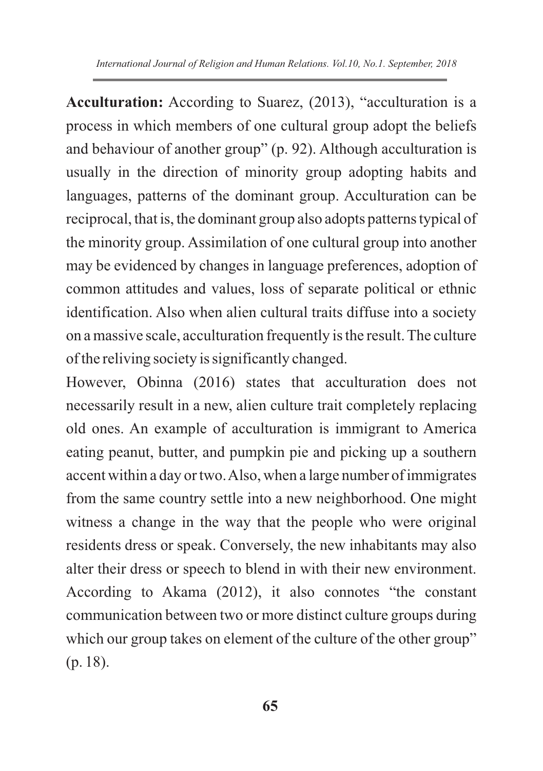**Acculturation:** According to Suarez, (2013), "acculturation is a process in which members of one cultural group adopt the beliefs and behaviour of another group" (p. 92). Although acculturation is usually in the direction of minority group adopting habits and languages, patterns of the dominant group. Acculturation can be reciprocal, that is, the dominant group also adopts patterns typical of the minority group. Assimilation of one cultural group into another may be evidenced by changes in language preferences, adoption of common attitudes and values, loss of separate political or ethnic identification. Also when alien cultural traits diffuse into a society on a massive scale, acculturation frequently is the result. The culture of the reliving society is significantly changed.

However, Obinna (2016) states that acculturation does not necessarily result in a new, alien culture trait completely replacing old ones. An example of acculturation is immigrant to America eating peanut, butter, and pumpkin pie and picking up a southern accent within a day or two. Also, when a large number of immigrates from the same country settle into a new neighborhood. One might witness a change in the way that the people who were original residents dress or speak. Conversely, the new inhabitants may also alter their dress or speech to blend in with their new environment. According to Akama (2012), it also connotes "the constant communication between two or more distinct culture groups during which our group takes on element of the culture of the other group" (p. 18).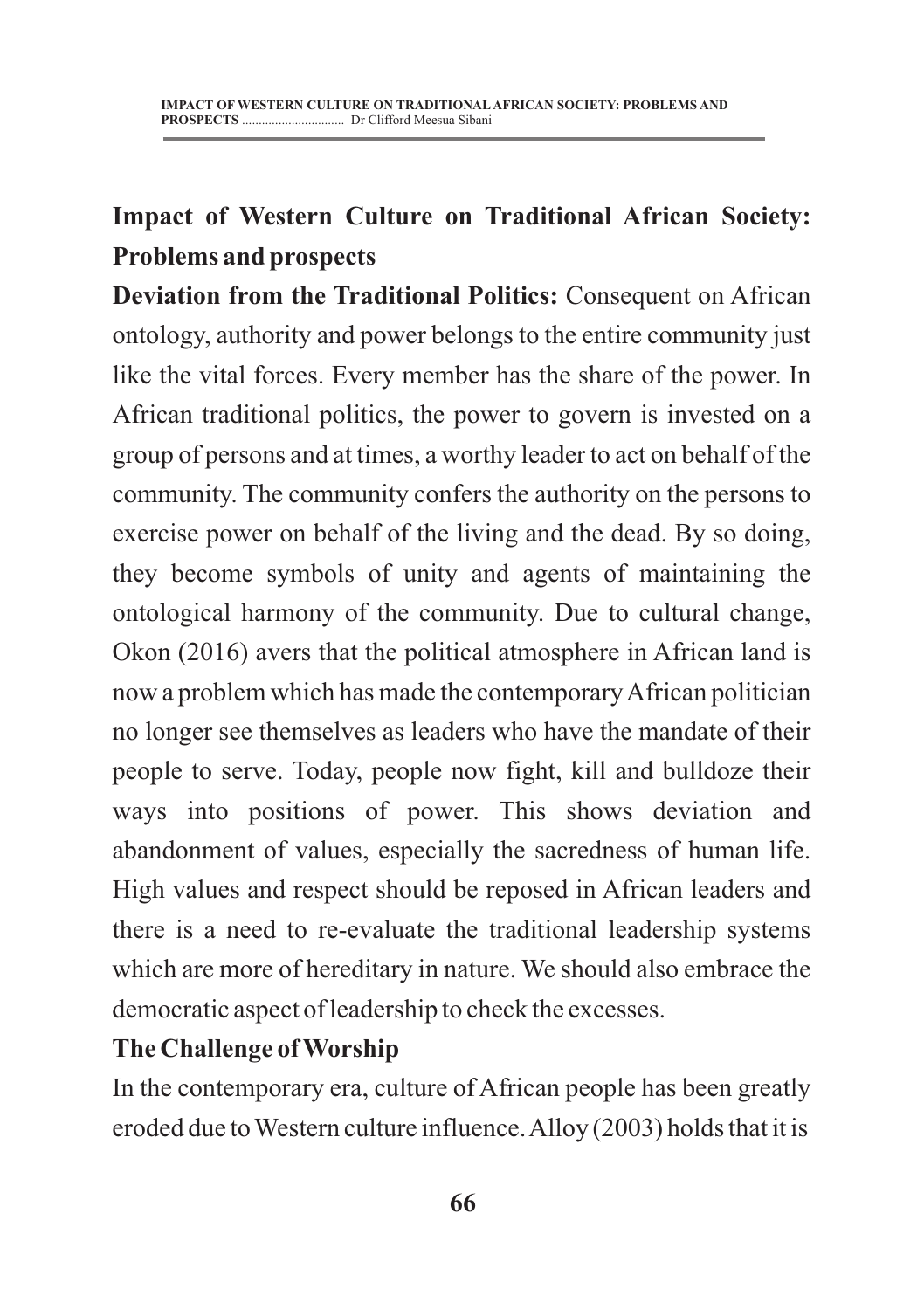## Impact of Western Culture on Traditional African Society: Problems and prospects

**Deviation from the Traditional Politics:** Consequent on African ontology, authority and power belongs to the entire community just like the vital forces. Every member has the share of the power. In African traditional politics, the power to govern is invested on a group of persons and at times, a worthy leader to act on behalf of the community. The community confers the authority on the persons to exercise power on behalf of the living and the dead. By so doing, they become symbols of unity and agents of maintaining the ontological harmony of the community. Due to cultural change, Okon (2016) avers that the political atmosphere in African land is now a problem which has made the contemporary African politician no longer see themselves as leaders who have the mandate of their people to serve. Today, people now fight, kill and bulldoze their ways into positions of power. This shows deviation and abandonment of values, especially the sacredness of human life. High values and respect should be reposed in African leaders and there is a need to re-evaluate the traditional leadership systems which are more of hereditary in nature. We should also embrace the democratic aspect of leadership to check the excesses.

**The Challenge of Worship**

In the contemporary era, culture of African people has been greatly eroded due to Western culture influence. Alloy (2003) holds that it is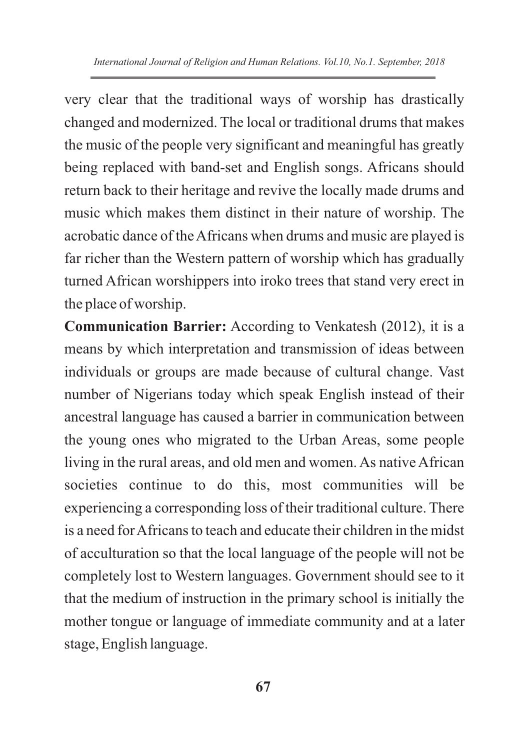very clear that the traditional ways of worship has drastically changed and modernized. The local or traditional drums that makes the music of the people very significant and meaningful has greatly being replaced with band-set and English songs. Africans should return back to their heritage and revive the locally made drums and music which makes them distinct in their nature of worship. The acrobatic dance of the Africans when drums and music are played is far richer than the Western pattern of worship which has gradually turned African worshippers into iroko trees that stand very erect in the place of worship.

**Communication Barrier:** According to Venkatesh (2012), it is a means by which interpretation and transmission of ideas between individuals or groups are made because of cultural change. Vast number of Nigerians today which speak English instead of their ancestral language has caused a barrier in communication between the young ones who migrated to the Urban Areas, some people living in the rural areas, and old men and women. As native African societies continue to do this, most communities will be experiencing a corresponding loss of their traditional culture. There is a need for Africans to teach and educate their children in the midst of acculturation so that the local language of the people will not be completely lost to Western languages. Government should see to it that the medium of instruction in the primary school is initially the mother tongue or language of immediate community and at a later stage, English language.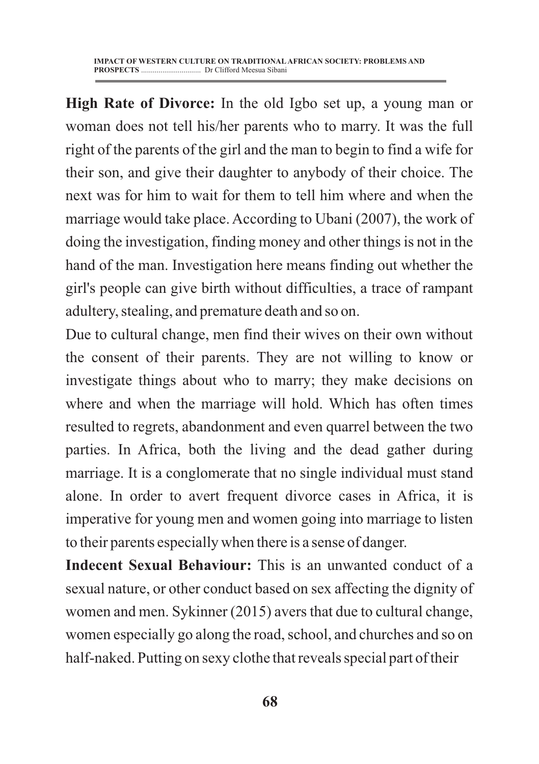**High Rate of Divorce:** In the old Igbo set up, a young man or woman does not tell his/her parents who to marry. It was the full right of the parents of the girl and the man to begin to find a wife for their son, and give their daughter to anybody of their choice. The next was for him to wait for them to tell him where and when the marriage would take place. According to Ubani (2007), the work of doing the investigation, finding money and other things is not in the hand of the man. Investigation here means finding out whether the girl's people can give birth without difficulties, a trace of rampant adultery, stealing, and premature death and so on.

Due to cultural change, men find their wives on their own without the consent of their parents. They are not willing to know or investigate things about who to marry; they make decisions on where and when the marriage will hold. Which has often times resulted to regrets, abandonment and even quarrel between the two parties. In Africa, both the living and the dead gather during marriage. It is a conglomerate that no single individual must stand alone. In order to avert frequent divorce cases in Africa, it is imperative for young men and women going into marriage to listen to their parents especially when there is a sense of danger.

**Indecent Sexual Behaviour:** This is an unwanted conduct of a sexual nature, or other conduct based on sex affecting the dignity of women and men. Sykinner (2015) avers that due to cultural change, women especially go along the road, school, and churches and so on half-naked. Putting on sexy clothe that reveals special part of their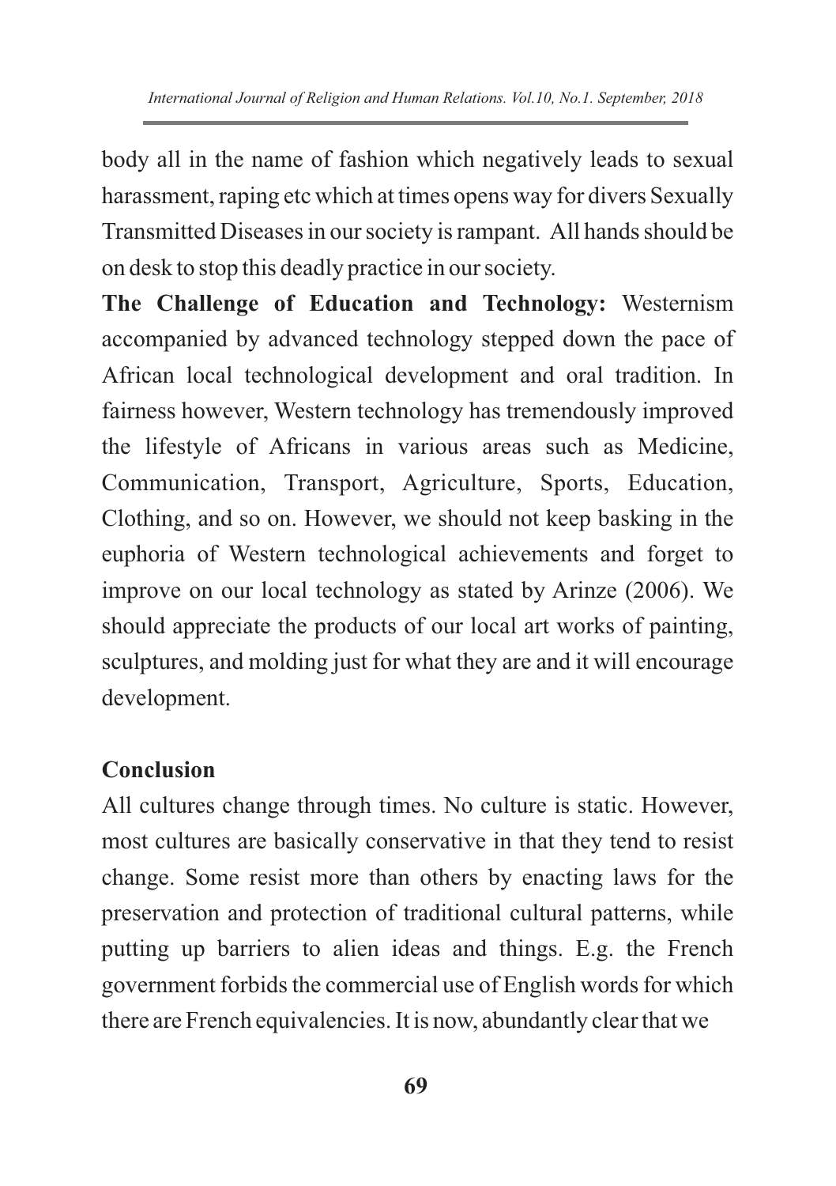body all in the name of fashion which negatively leads to sexual harassment, raping etc which at times opens way for divers Sexually Transmitted Diseases in our society is rampant. All hands should be on desk to stop this deadly practice in our society.

**The Challenge of Education and Technology:** Westernism accompanied by advanced technology stepped down the pace of African local technological development and oral tradition. In fairness however, Western technology has tremendously improved the lifestyle of Africans in various areas such as Medicine, Communication, Transport, Agriculture, Sports, Education, Clothing, and so on. However, we should not keep basking in the euphoria of Western technological achievements and forget to improve on our local technology as stated by Arinze (2006). We should appreciate the products of our local art works of painting, sculptures, and molding just for what they are and it will encourage development.

## Conclusion

All cultures change through times. No culture is static. However, most cultures are basically conservative in that they tend to resist change. Some resist more than others by enacting laws for the preservation and protection of traditional cultural patterns, while putting up barriers to alien ideas and things. E.g. the French government forbids the commercial use of English words for which there are French equivalencies. It is now, abundantly clear that we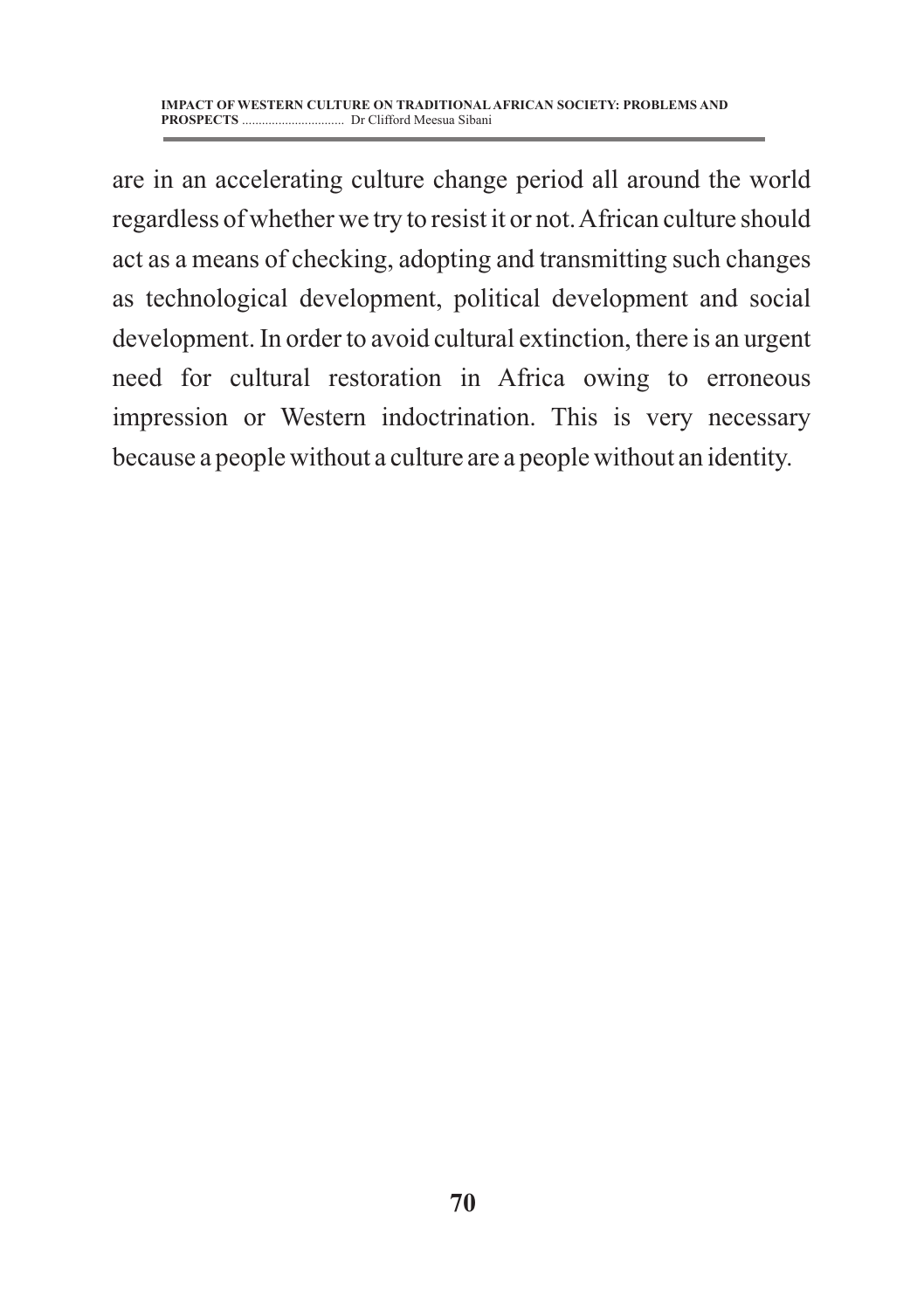are in an accelerating culture change period all around the world regardless of whether we try to resist it or not. African culture should act as a means of checking, adopting and transmitting such changes as technological development, political development and social development. In order to avoid cultural extinction, there is an urgent need for cultural restoration in Africa owing to erroneous impression or Western indoctrination. This is very necessary because a people without a culture are a people without an identity.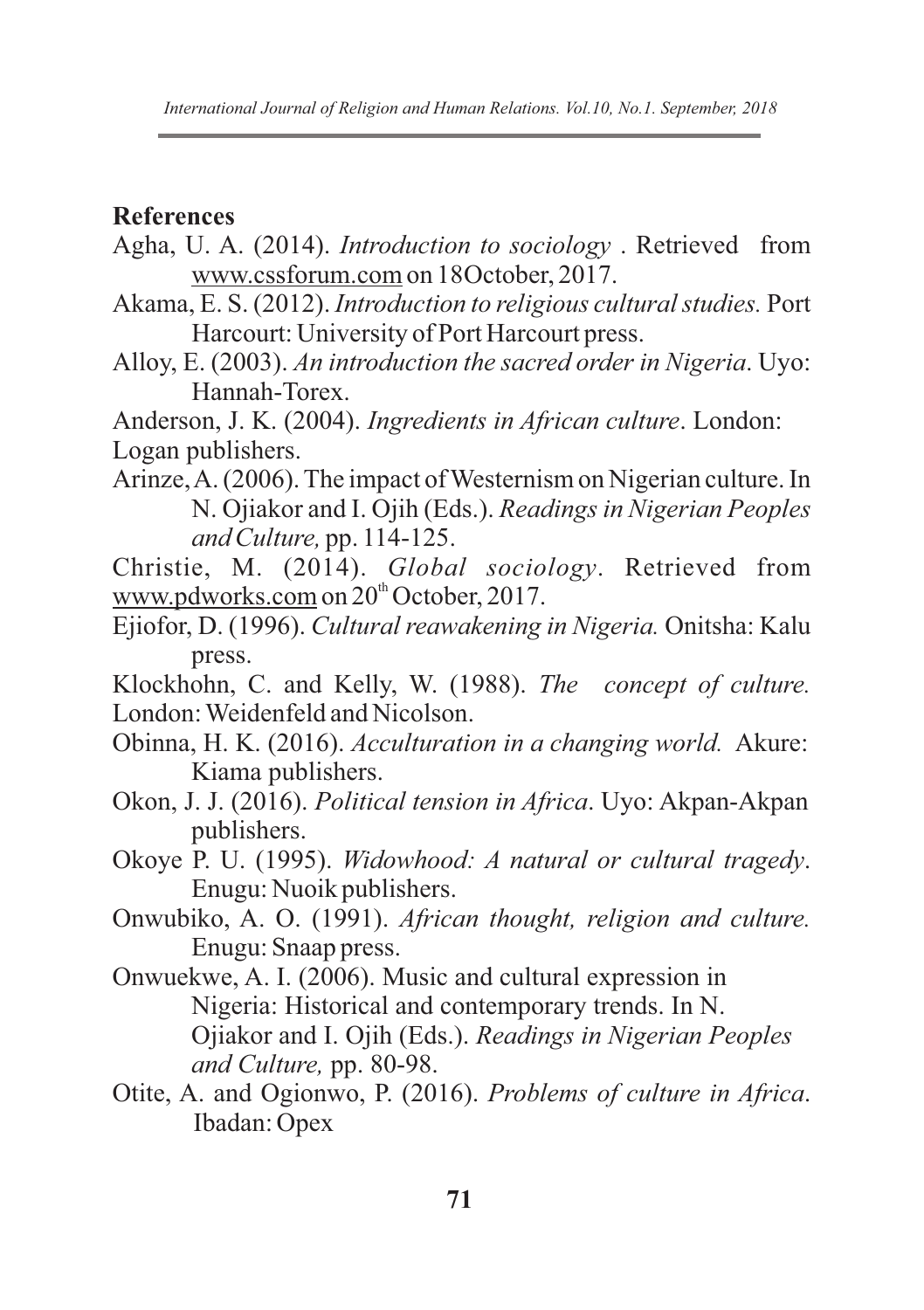## References

Agha, U. A. (2014). *Introduction to sociology* . Retrieved from www.cssforum.com on 18October, 2017.

Akama, E. S. (2012). *Introduction to religious cultural studies.* Port Harcourt: University of Port Harcourt press.

Alloy, E. (2003). *An introduction the sacred order in Nigeria*. Uyo: Hannah-Torex.

Anderson, J. K. (2004). *Ingredients in African culture*. London: Logan publishers.

Arinze, A. (2006). The impact of Westernism on Nigerian culture. In N. Ojiakor and I. Ojih (Eds.). *Readings in Nigerian Peoples and Culture,* pp. 114-125.

Christie, M. (2014). *Global sociology*. Retrieved from www.pdworks.com on 20th October, 2017.

Ejiofor, D. (1996). *Cultural reawakening in Nigeria.* Onitsha: Kalu press.

Klockhohn, C. and Kelly, W. (1988). *The concept of culture.* London: Weidenfeld and Nicolson.

Obinna, H. K. (2016). *Acculturation in a changing world.* Akure: Kiama publishers.

Okon, J. J. (2016). *Political tension in Africa*. Uyo: Akpan-Akpan publishers.

Okoye P. U. (1995). *Widowhood: A natural or cultural tragedy*. Enugu: Nuoik publishers.

Onwubiko, A. O. (1991). *African thought, religion and culture.* Enugu: Snaap press.

Onwuekwe, A. I. (2006). Music and cultural expression in Nigeria: Historical and contemporary trends. In N. Ojiakor and I. Ojih (Eds.). *Readings in Nigerian Peoples and Culture,* pp. 80-98.

Otite, A. and Ogionwo, P. (2016). *Problems of culture in Africa*. Ibadan: Opex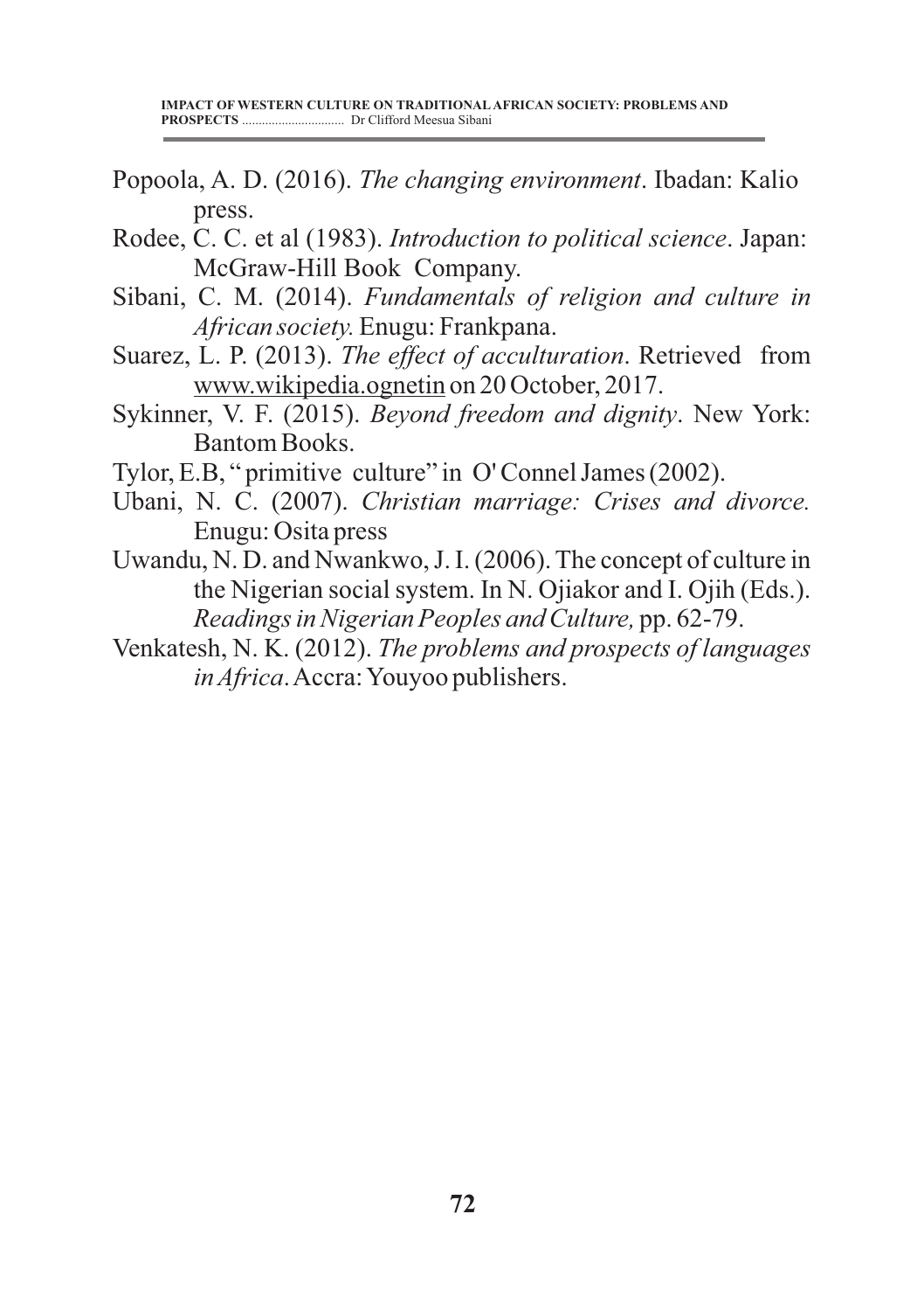Popoola, A. D. (2016). *The changing environment*. Ibadan: Kalio press.

Rodee, C. C. et al (1983). *Introduction to political science*. Japan: McGraw-Hill Book Company.

Sibani, C. M. (2014). *Fundamentals of religion and culture in African society.* Enugu: Frankpana.

Suarez, L. P. (2013). *The effect of acculturation*. Retrieved from www.wikipedia.ognetin on 20 October, 2017.

Sykinner, V. F. (2015). *Beyond freedom and dignity*. New York: Bantom Books.

Tylor, E.B, " primitive culture" in O' Connel James (2002).

Ubani, N. C. (2007). *Christian marriage: Crises and divorce.* Enugu: Osita press

Uwandu, N. D. and Nwankwo, J. I. (2006). The concept of culture in the Nigerian social system. In N. Ojiakor and I. Ojih (Eds.). *Readings in Nigerian Peoples and Culture,* pp. 62-79.

Venkatesh, N. K. (2012). *The problems and prospects of languages in Africa*. Accra: Youyoo publishers.